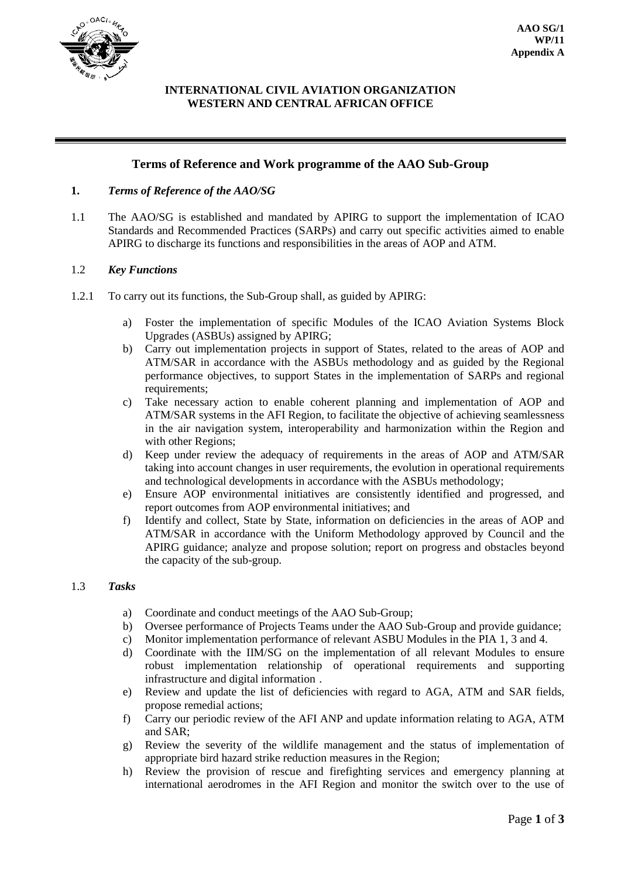AAO SG/1
WP/11
Appendix A

**INTERNATIONAL CIVIL AVIATION ORGANIZATION**
**WESTERN AND CENTRAL AFRICAN OFFICE**

---

## Terms of Reference and Work programme of the AAO Sub-Group

### 1. *Terms of Reference of the AAO/SG*

1.1 The AAO/SG is established and mandated by APIRG to support the implementation of ICAO Standards and Recommended Practices (SARPs) and carry out specific activities aimed to enable APIRG to discharge its functions and responsibilities in the areas of AOP and ATM.

### 1.2 *Key Functions*

1.2.1 To carry out its functions, the Sub-Group shall, as guided by APIRG:

a) Foster the implementation of specific Modules of the ICAO Aviation Systems Block Upgrades (ASBUs) assigned by APIRG;
b) Carry out implementation projects in support of States, related to the areas of AOP and ATM/SAR in accordance with the ASBUs methodology and as guided by the Regional performance objectives, to support States in the implementation of SARPs and regional requirements;
c) Take necessary action to enable coherent planning and implementation of AOP and ATM/SAR systems in the AFI Region, to facilitate the objective of achieving seamlessness in the air navigation system, interoperability and harmonization within the Region and with other Regions;
d) Keep under review the adequacy of requirements in the areas of AOP and ATM/SAR taking into account changes in user requirements, the evolution in operational requirements and technological developments in accordance with the ASBUs methodology;
e) Ensure AOP environmental initiatives are consistently identified and progressed, and report outcomes from AOP environmental initiatives; and
f) Identify and collect, State by State, information on deficiencies in the areas of AOP and ATM/SAR in accordance with the Uniform Methodology approved by Council and the APIRG guidance; analyze and propose solution; report on progress and obstacles beyond the capacity of the sub-group.

### 1.3 *Tasks*

a) Coordinate and conduct meetings of the AAO Sub-Group;
b) Oversee performance of Projects Teams under the AAO Sub-Group and provide guidance;
c) Monitor implementation performance of relevant ASBU Modules in the PIA 1, 3 and 4.
d) Coordinate with the IIM/SG on the implementation of all relevant Modules to ensure robust implementation relationship of operational requirements and supporting infrastructure and digital information .
e) Review and update the list of deficiencies with regard to AGA, ATM and SAR fields, propose remedial actions;
f) Carry our periodic review of the AFI ANP and update information relating to AGA, ATM and SAR;
g) Review the severity of the wildlife management and the status of implementation of appropriate bird hazard strike reduction measures in the Region;
h) Review the provision of rescue and firefighting services and emergency planning at international aerodromes in the AFI Region and monitor the switch over to the use of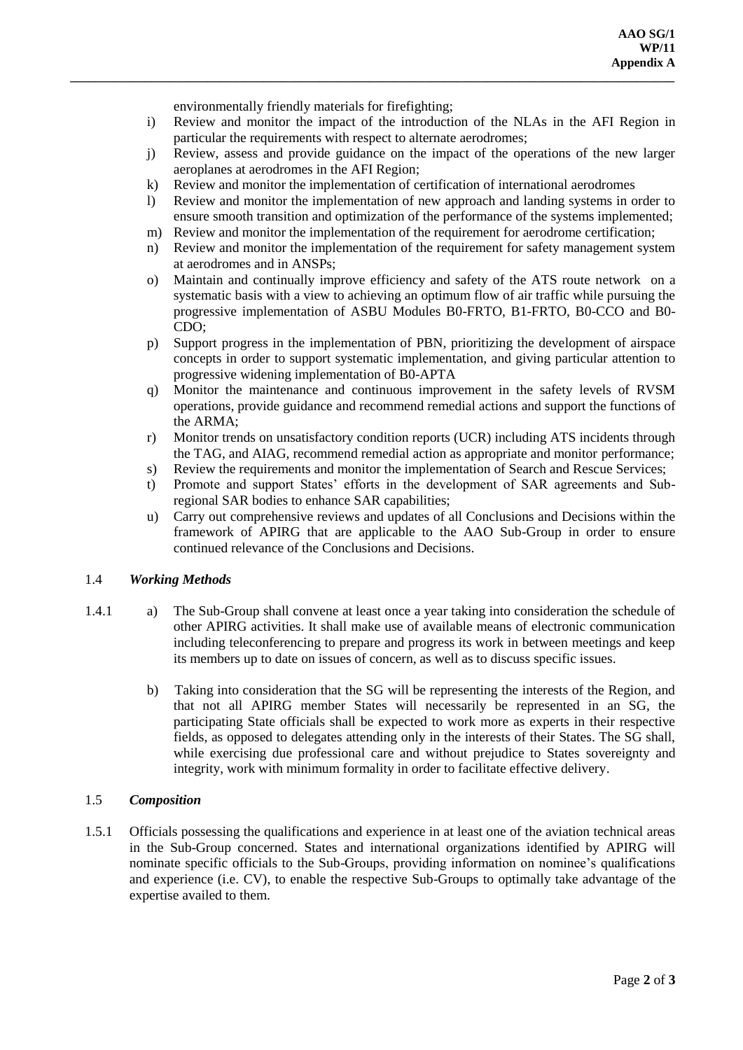environmentally friendly materials for firefighting;

i) Review and monitor the impact of the introduction of the NLAs in the AFI Region in particular the requirements with respect to alternate aerodromes;
j) Review, assess and provide guidance on the impact of the operations of the new larger aeroplanes at aerodromes in the AFI Region;
k) Review and monitor the implementation of certification of international aerodromes
l) Review and monitor the implementation of new approach and landing systems in order to ensure smooth transition and optimization of the performance of the systems implemented;
m) Review and monitor the implementation of the requirement for aerodrome certification;
n) Review and monitor the implementation of the requirement for safety management system at aerodromes and in ANSPs;
o) Maintain and continually improve efficiency and safety of the ATS route network on a systematic basis with a view to achieving an optimum flow of air traffic while pursuing the progressive implementation of ASBU Modules B0-FRTO, B1-FRTO, B0-CCO and B0-CDO;
p) Support progress in the implementation of PBN, prioritizing the development of airspace concepts in order to support systematic implementation, and giving particular attention to progressive widening implementation of B0-APTA
q) Monitor the maintenance and continuous improvement in the safety levels of RVSM operations, provide guidance and recommend remedial actions and support the functions of the ARMA;
r) Monitor trends on unsatisfactory condition reports (UCR) including ATS incidents through the TAG, and AIAG, recommend remedial action as appropriate and monitor performance;
s) Review the requirements and monitor the implementation of Search and Rescue Services;
t) Promote and support States' efforts in the development of SAR agreements and Sub-regional SAR bodies to enhance SAR capabilities;
u) Carry out comprehensive reviews and updates of all Conclusions and Decisions within the framework of APIRG that are applicable to the AAO Sub-Group in order to ensure continued relevance of the Conclusions and Decisions.

1.4 ***Working Methods***

1.4.1 a) The Sub-Group shall convene at least once a year taking into consideration the schedule of other APIRG activities. It shall make use of available means of electronic communication including teleconferencing to prepare and progress its work in between meetings and keep its members up to date on issues of concern, as well as to discuss specific issues.

b) Taking into consideration that the SG will be representing the interests of the Region, and that not all APIRG member States will necessarily be represented in an SG, the participating State officials shall be expected to work more as experts in their respective fields, as opposed to delegates attending only in the interests of their States. The SG shall, while exercising due professional care and without prejudice to States sovereignty and integrity, work with minimum formality in order to facilitate effective delivery.

1.5 ***Composition***

1.5.1 Officials possessing the qualifications and experience in at least one of the aviation technical areas in the Sub-Group concerned. States and international organizations identified by APIRG will nominate specific officials to the Sub-Groups, providing information on nominee's qualifications and experience (i.e. CV), to enable the respective Sub-Groups to optimally take advantage of the expertise availed to them.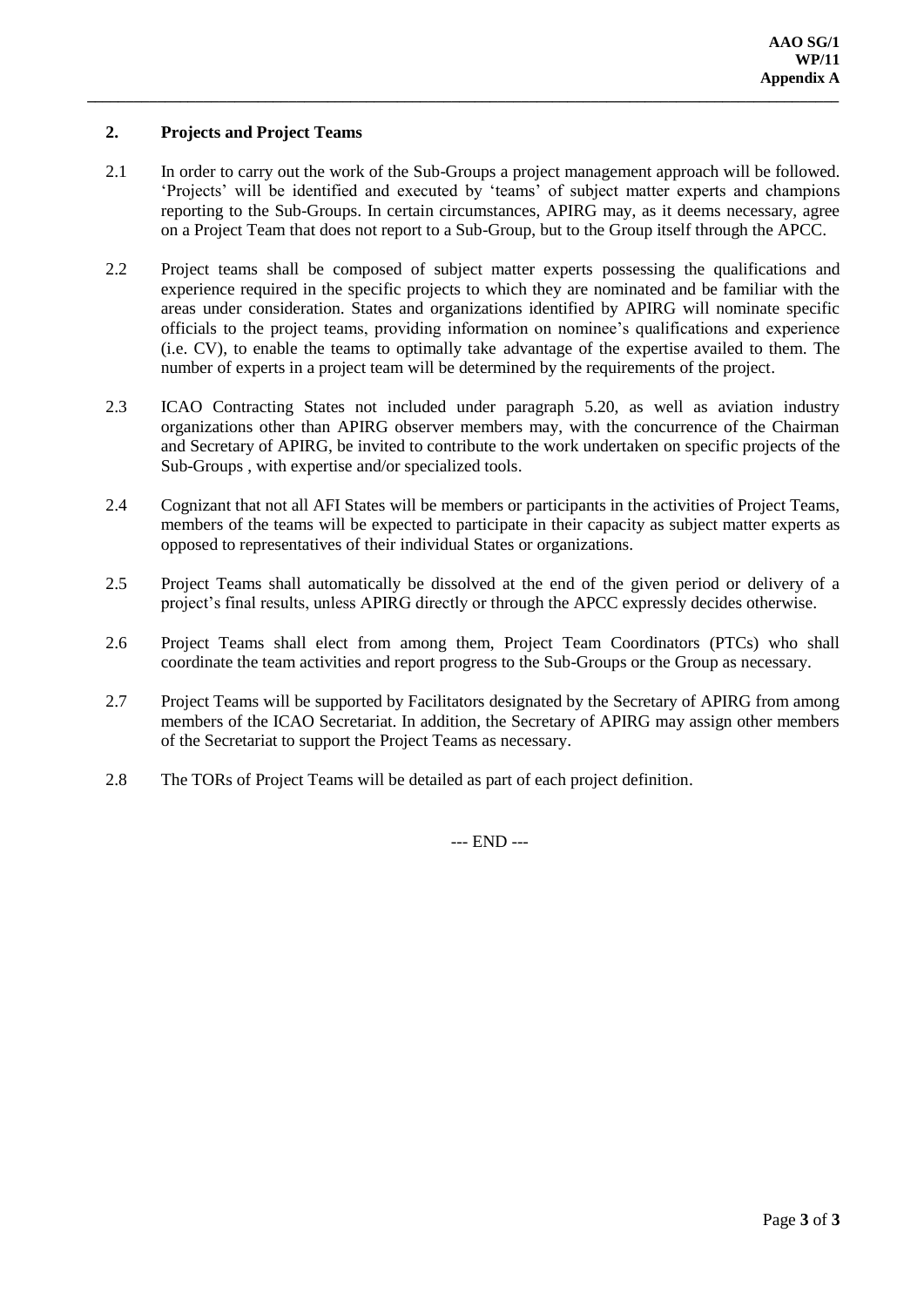## 2. Projects and Project Teams

2.1 In order to carry out the work of the Sub-Groups a project management approach will be followed. 'Projects' will be identified and executed by 'teams' of subject matter experts and champions reporting to the Sub-Groups. In certain circumstances, APIRG may, as it deems necessary, agree on a Project Team that does not report to a Sub-Group, but to the Group itself through the APCC.

2.2 Project teams shall be composed of subject matter experts possessing the qualifications and experience required in the specific projects to which they are nominated and be familiar with the areas under consideration. States and organizations identified by APIRG will nominate specific officials to the project teams, providing information on nominee's qualifications and experience (i.e. CV), to enable the teams to optimally take advantage of the expertise availed to them. The number of experts in a project team will be determined by the requirements of the project.

2.3 ICAO Contracting States not included under paragraph 5.20, as well as aviation industry organizations other than APIRG observer members may, with the concurrence of the Chairman and Secretary of APIRG, be invited to contribute to the work undertaken on specific projects of the Sub-Groups , with expertise and/or specialized tools.

2.4 Cognizant that not all AFI States will be members or participants in the activities of Project Teams, members of the teams will be expected to participate in their capacity as subject matter experts as opposed to representatives of their individual States or organizations.

2.5 Project Teams shall automatically be dissolved at the end of the given period or delivery of a project's final results, unless APIRG directly or through the APCC expressly decides otherwise.

2.6 Project Teams shall elect from among them, Project Team Coordinators (PTCs) who shall coordinate the team activities and report progress to the Sub-Groups or the Group as necessary.

2.7 Project Teams will be supported by Facilitators designated by the Secretary of APIRG from among members of the ICAO Secretariat. In addition, the Secretary of APIRG may assign other members of the Secretariat to support the Project Teams as necessary.

2.8 The TORs of Project Teams will be detailed as part of each project definition.

--- END ---